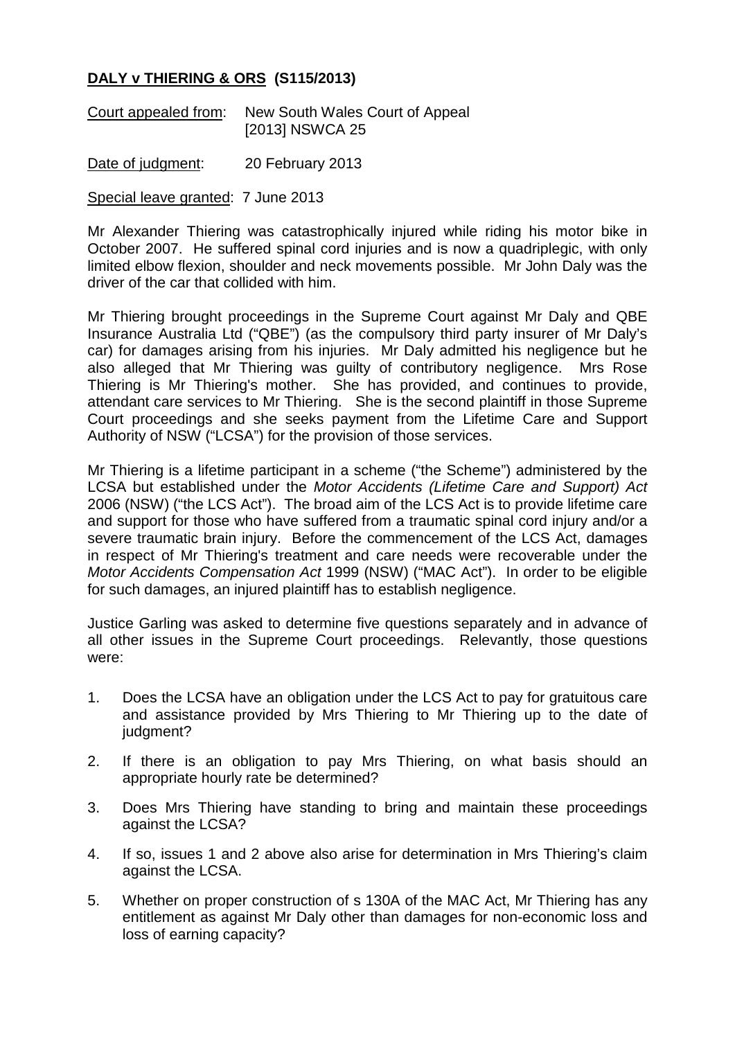**DALY v THIERING & ORS (S115/2013)**

Court appealed from: New South Wales Court of Appeal [2013] NSWCA 25

Date of judgment: 20 February 2013

Special leave granted: 7 June 2013

Mr Alexander Thiering was catastrophically injured while riding his motor bike in October 2007. He suffered spinal cord injuries and is now a quadriplegic, with only limited elbow flexion, shoulder and neck movements possible. Mr John Daly was the driver of the car that collided with him.

Mr Thiering brought proceedings in the Supreme Court against Mr Daly and QBE Insurance Australia Ltd ("QBE") (as the compulsory third party insurer of Mr Daly's car) for damages arising from his injuries. Mr Daly admitted his negligence but he also alleged that Mr Thiering was guilty of contributory negligence. Mrs Rose Thiering is Mr Thiering's mother. She has provided, and continues to provide, attendant care services to Mr Thiering. She is the second plaintiff in those Supreme Court proceedings and she seeks payment from the Lifetime Care and Support Authority of NSW ("LCSA") for the provision of those services.

Mr Thiering is a lifetime participant in a scheme ("the Scheme") administered by the LCSA but established under the *Motor Accidents (Lifetime Care and Support) Act* 2006 (NSW) ("the LCS Act"). The broad aim of the LCS Act is to provide lifetime care and support for those who have suffered from a traumatic spinal cord injury and/or a severe traumatic brain injury. Before the commencement of the LCS Act, damages in respect of Mr Thiering's treatment and care needs were recoverable under the *Motor Accidents Compensation Act* 1999 (NSW) ("MAC Act"). In order to be eligible for such damages, an injured plaintiff has to establish negligence.

Justice Garling was asked to determine five questions separately and in advance of all other issues in the Supreme Court proceedings. Relevantly, those questions were:

1. Does the LCSA have an obligation under the LCS Act to pay for gratuitous care and assistance provided by Mrs Thiering to Mr Thiering up to the date of judgment?

2. If there is an obligation to pay Mrs Thiering, on what basis should an appropriate hourly rate be determined?

3. Does Mrs Thiering have standing to bring and maintain these proceedings against the LCSA?

4. If so, issues 1 and 2 above also arise for determination in Mrs Thiering's claim against the LCSA.

5. Whether on proper construction of s 130A of the MAC Act, Mr Thiering has any entitlement as against Mr Daly other than damages for non-economic loss and loss of earning capacity?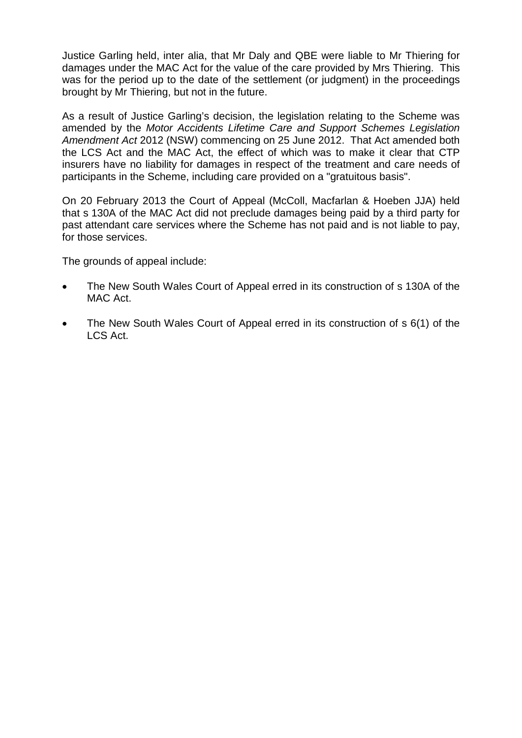Justice Garling held, inter alia, that Mr Daly and QBE were liable to Mr Thiering for damages under the MAC Act for the value of the care provided by Mrs Thiering. This was for the period up to the date of the settlement (or judgment) in the proceedings brought by Mr Thiering, but not in the future.

As a result of Justice Garling's decision, the legislation relating to the Scheme was amended by the *Motor Accidents Lifetime Care and Support Schemes Legislation Amendment Act* 2012 (NSW) commencing on 25 June 2012. That Act amended both the LCS Act and the MAC Act, the effect of which was to make it clear that CTP insurers have no liability for damages in respect of the treatment and care needs of participants in the Scheme, including care provided on a "gratuitous basis".

On 20 February 2013 the Court of Appeal (McColl, Macfarlan & Hoeben JJA) held that s 130A of the MAC Act did not preclude damages being paid by a third party for past attendant care services where the Scheme has not paid and is not liable to pay, for those services.

The grounds of appeal include:

- The New South Wales Court of Appeal erred in its construction of s 130A of the MAC Act.
- The New South Wales Court of Appeal erred in its construction of s 6(1) of the LCS Act.